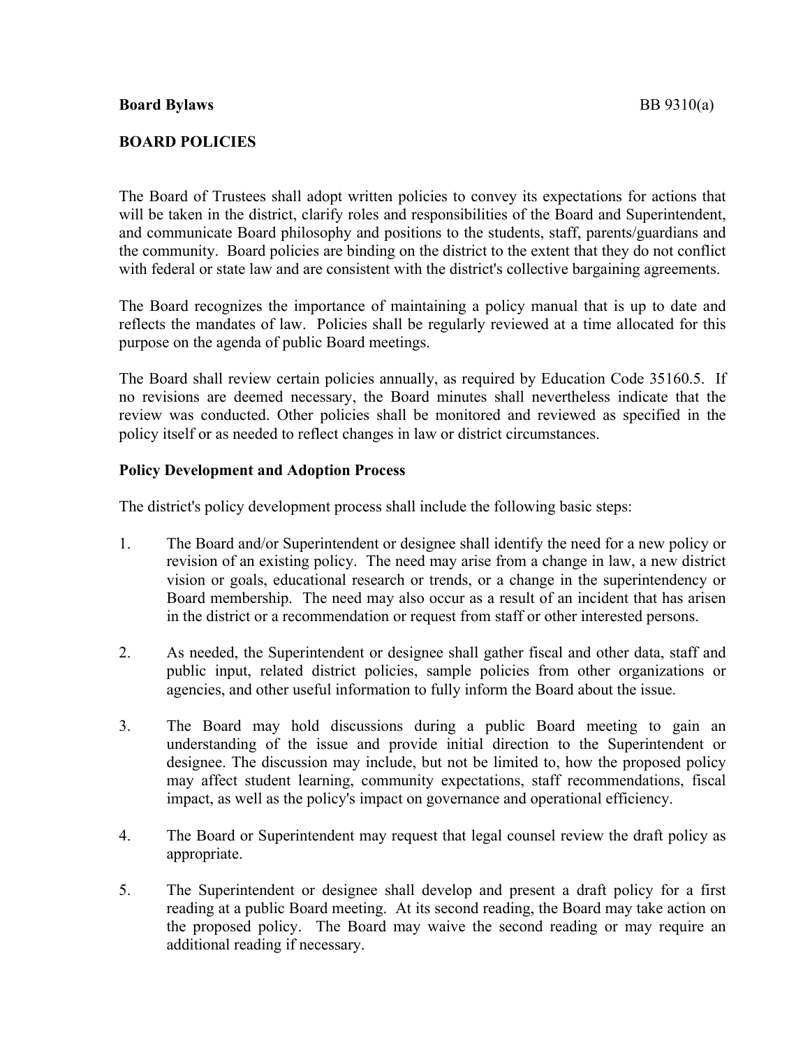**Board Bylaws** BB 9310(a)

**BOARD POLICIES**

The Board of Trustees shall adopt written policies to convey its expectations for actions that will be taken in the district, clarify roles and responsibilities of the Board and Superintendent, and communicate Board philosophy and positions to the students, staff, parents/guardians and the community. Board policies are binding on the district to the extent that they do not conflict with federal or state law and are consistent with the district's collective bargaining agreements.

The Board recognizes the importance of maintaining a policy manual that is up to date and reflects the mandates of law. Policies shall be regularly reviewed at a time allocated for this purpose on the agenda of public Board meetings.

The Board shall review certain policies annually, as required by Education Code 35160.5. If no revisions are deemed necessary, the Board minutes shall nevertheless indicate that the review was conducted. Other policies shall be monitored and reviewed as specified in the policy itself or as needed to reflect changes in law or district circumstances.

**Policy Development and Adoption Process**

The district's policy development process shall include the following basic steps:

1. The Board and/or Superintendent or designee shall identify the need for a new policy or revision of an existing policy. The need may arise from a change in law, a new district vision or goals, educational research or trends, or a change in the superintendency or Board membership. The need may also occur as a result of an incident that has arisen in the district or a recommendation or request from staff or other interested persons.

2. As needed, the Superintendent or designee shall gather fiscal and other data, staff and public input, related district policies, sample policies from other organizations or agencies, and other useful information to fully inform the Board about the issue.

3. The Board may hold discussions during a public Board meeting to gain an understanding of the issue and provide initial direction to the Superintendent or designee. The discussion may include, but not be limited to, how the proposed policy may affect student learning, community expectations, staff recommendations, fiscal impact, as well as the policy's impact on governance and operational efficiency.

4. The Board or Superintendent may request that legal counsel review the draft policy as appropriate.

5. The Superintendent or designee shall develop and present a draft policy for a first reading at a public Board meeting. At its second reading, the Board may take action on the proposed policy. The Board may waive the second reading or may require an additional reading if necessary.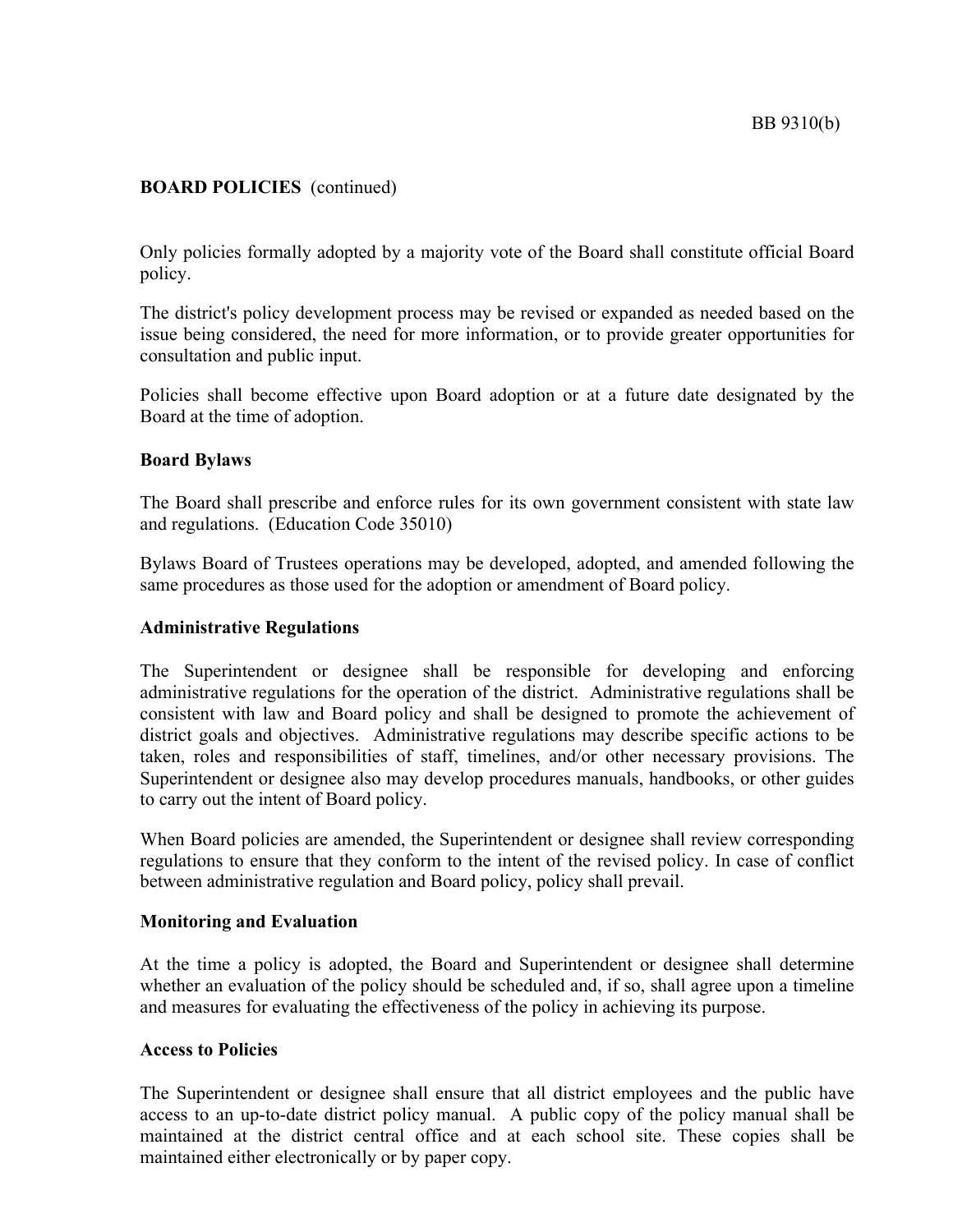**BOARD POLICIES** (continued)

Only policies formally adopted by a majority vote of the Board shall constitute official Board policy.

The district's policy development process may be revised or expanded as needed based on the issue being considered, the need for more information, or to provide greater opportunities for consultation and public input.

Policies shall become effective upon Board adoption or at a future date designated by the Board at the time of adoption.

**Board Bylaws**

The Board shall prescribe and enforce rules for its own government consistent with state law and regulations. (Education Code 35010)

Bylaws Board of Trustees operations may be developed, adopted, and amended following the same procedures as those used for the adoption or amendment of Board policy.

**Administrative Regulations**

The Superintendent or designee shall be responsible for developing and enforcing administrative regulations for the operation of the district. Administrative regulations shall be consistent with law and Board policy and shall be designed to promote the achievement of district goals and objectives. Administrative regulations may describe specific actions to be taken, roles and responsibilities of staff, timelines, and/or other necessary provisions. The Superintendent or designee also may develop procedures manuals, handbooks, or other guides to carry out the intent of Board policy.

When Board policies are amended, the Superintendent or designee shall review corresponding regulations to ensure that they conform to the intent of the revised policy. In case of conflict between administrative regulation and Board policy, policy shall prevail.

**Monitoring and Evaluation**

At the time a policy is adopted, the Board and Superintendent or designee shall determine whether an evaluation of the policy should be scheduled and, if so, shall agree upon a timeline and measures for evaluating the effectiveness of the policy in achieving its purpose.

**Access to Policies**

The Superintendent or designee shall ensure that all district employees and the public have access to an up-to-date district policy manual. A public copy of the policy manual shall be maintained at the district central office and at each school site. These copies shall be maintained either electronically or by paper copy.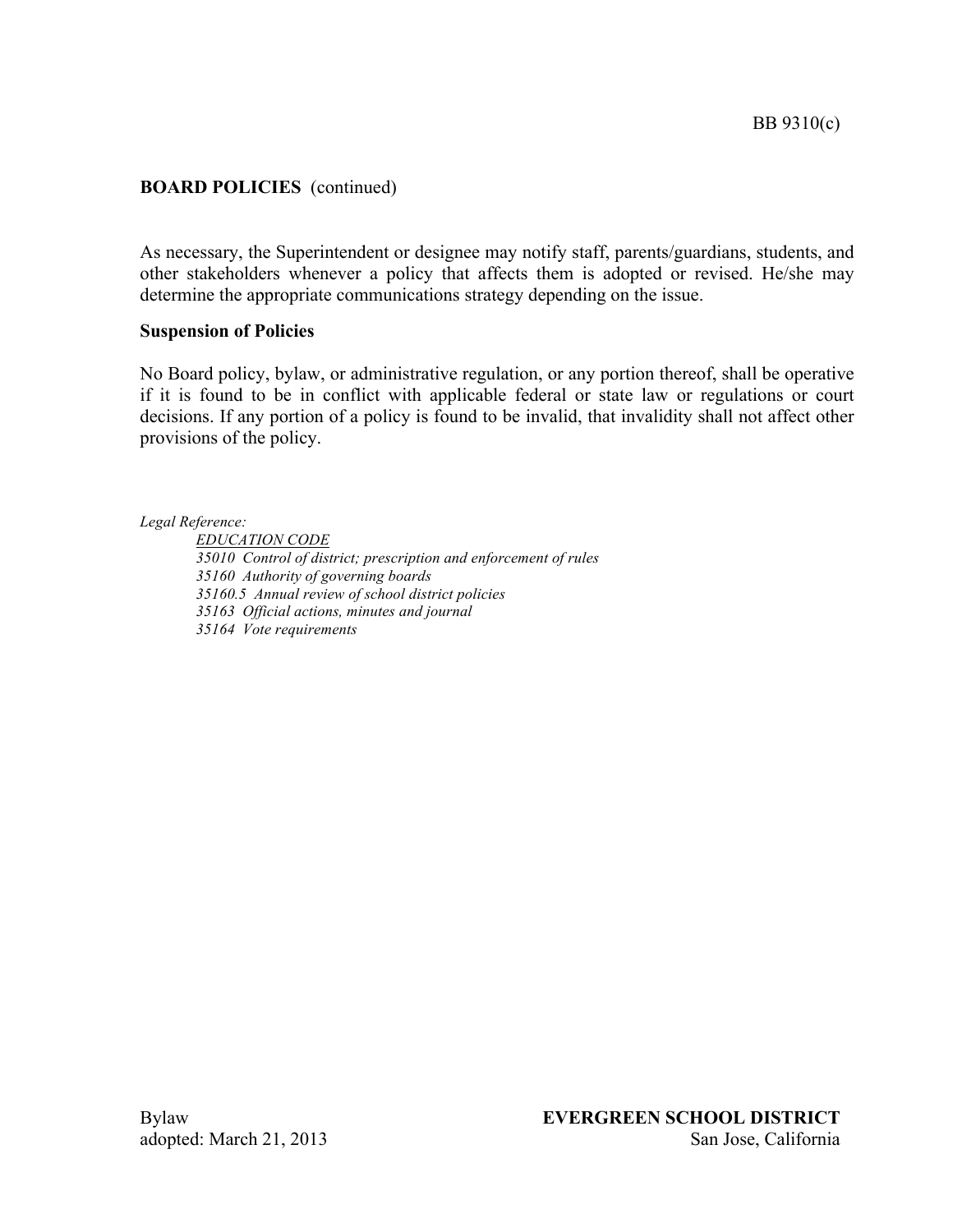**BOARD POLICIES** (continued)

As necessary, the Superintendent or designee may notify staff, parents/guardians, students, and other stakeholders whenever a policy that affects them is adopted or revised. He/she may determine the appropriate communications strategy depending on the issue.

**Suspension of Policies**

No Board policy, bylaw, or administrative regulation, or any portion thereof, shall be operative if it is found to be in conflict with applicable federal or state law or regulations or court decisions. If any portion of a policy is found to be invalid, that invalidity shall not affect other provisions of the policy.

*Legal Reference:*

*EDUCATION CODE*

*35010 Control of district; prescription and enforcement of rules*

*35160 Authority of governing boards*

*35160.5 Annual review of school district policies*

*35163 Official actions, minutes and journal*

*35164 Vote requirements*

Bylaw
adopted: March 21, 2013

**EVERGREEN SCHOOL DISTRICT**
San Jose, California